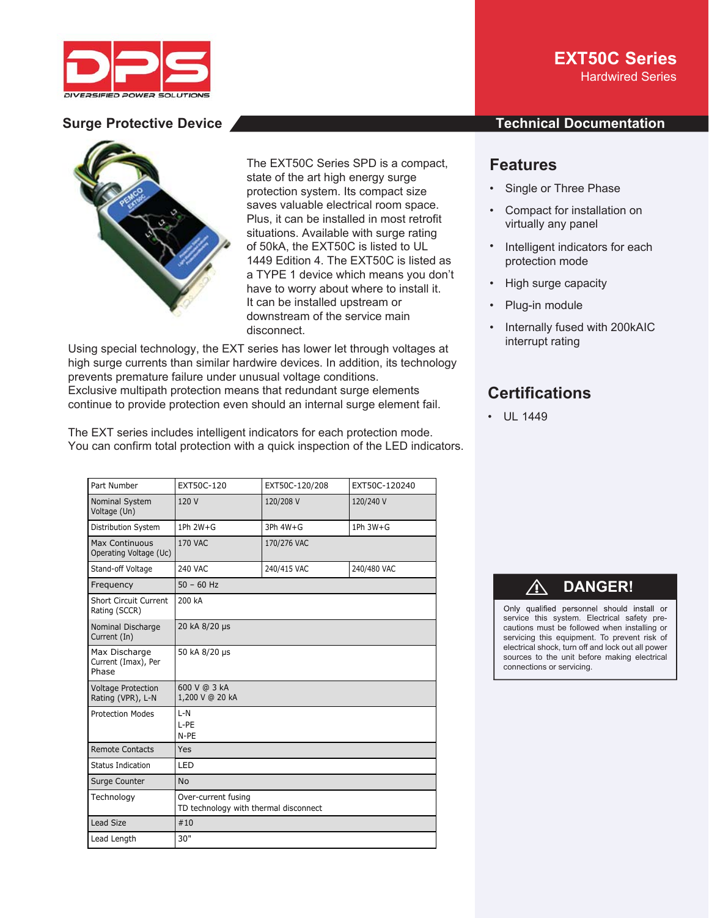# EXT50C Series

Hardwired Series

## Surge Protective Device

## Technical Documentation

The EXT50C Series SPD is a compact, state of the art high energy surge protection system. Its compact size saves valuable electrical room space. Plus, it can be installed in most retrofit situations. Available with surge rating of 50kA, the EXT50C is listed to UL 1449 Edition 4. The EXT50C is listed as a TYPE 1 device which means you don't have to worry about where to install it. It can be installed upstream or downstream of the service main disconnect.

Using special technology, the EXT series has lower let through voltages at high surge currents than similar hardwire devices. In addition, its technology prevents premature failure under unusual voltage conditions.
Exclusive multipath protection means that redundant surge elements continue to provide protection even should an internal surge element fail.

The EXT series includes intelligent indicators for each protection mode. You can confirm total protection with a quick inspection of the LED indicators.

| Part Number | EXT50C-120 | EXT50C-120/208 | EXT50C-120240 |
|---|---|---|---|
| Nominal System Voltage (Un) | 120 V | 120/208 V | 120/240 V |
| Distribution System | 1Ph 2W+G | 3Ph 4W+G | 1Ph 3W+G |
| Max Continuous Operating Voltage (Uc) | 170 VAC | 170/276 VAC | |
| Stand-off Voltage | 240 VAC | 240/415 VAC | 240/480 VAC |
| Frequency | 50 – 60 Hz | | |
| Short Circuit Current Rating (SCCR) | 200 kA | | |
| Nominal Discharge Current (In) | 20 kA 8/20 µs | | |
| Max Discharge Current (Imax), Per Phase | 50 kA 8/20 µs | | |
| Voltage Protection Rating (VPR), L-N | 600 V @ 3 kA<br>1,200 V @ 20 kA | | |
| Protection Modes | L-N<br>L-PE<br>N-PE | | |
| Remote Contacts | Yes | | |
| Status Indication | LED | | |
| Surge Counter | No | | |
| Technology | Over-current fusing<br>TD technology with thermal disconnect | | |
| Lead Size | #10 | | |
| Lead Length | 30" | | |

## Features

- Single or Three Phase
- Compact for installation on virtually any panel
- Intelligent indicators for each protection mode
- High surge capacity
- Plug-in module
- Internally fused with 200kAIC interrupt rating

## Certifications

- UL 1449

### ⚠ DANGER!

Only qualified personnel should install or service this system. Electrical safety precautions must be followed when installing or servicing this equipment. To prevent risk of electrical shock, turn off and lock out all power sources to the unit before making electrical connections or servicing.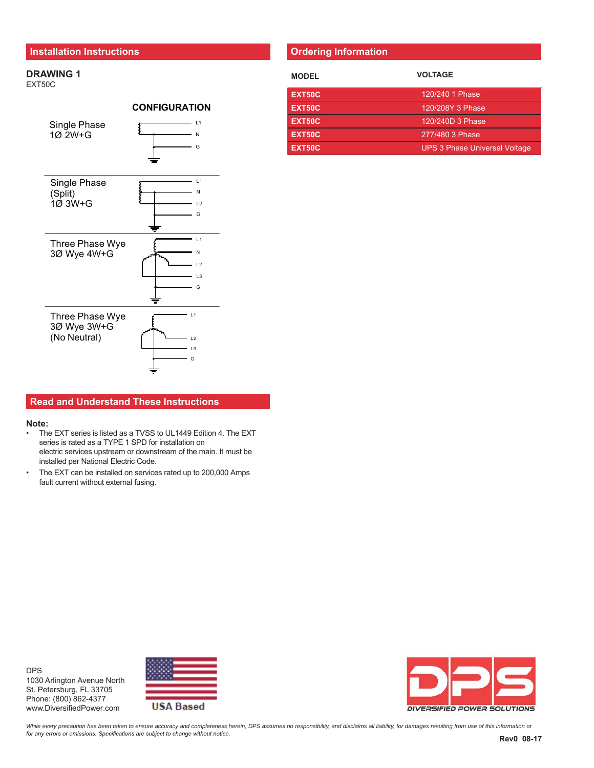## Installation Instructions

### DRAWING 1

EXT50C

**CONFIGURATION**

Single Phase
1Ø 2W+G

L1
N
G

Single Phase
(Split)
1Ø 3W+G

L1
N
L2
G

Three Phase Wye
3Ø Wye 4W+G

L1
N
L2
L3
G

Three Phase Wye
3Ø Wye 3W+G
(No Neutral)

L1
L2
L3
G

## Ordering Information

| MODEL | VOLTAGE |
|---|---|
| EXT50C | 120/240 1 Phase |
| EXT50C | 120/208Y 3 Phase |
| EXT50C | 120/240D 3 Phase |
| EXT50C | 277/480 3 Phase |
| EXT50C | UPS 3 Phase Universal Voltage |

## Read and Understand These Instructions

**Note:**

- The EXT series is listed as a TVSS to UL1449 Edition 4. The EXT series is rated as a TYPE 1 SPD for installation on electric services upstream or downstream of the main. It must be installed per National Electric Code.
- The EXT can be installed on services rated up to 200,000 Amps fault current without external fusing.

DPS
1030 Arlington Avenue North
St. Petersburg, FL 33705
Phone: (800) 862-4377
www.DiversifiedPower.com

USA Based

DIVERSIFIED POWER SOLUTIONS

*While every precaution has been taken to ensure accuracy and completeness herein, DPS assumes no responsibility, and disclaims all liability, for damages resulting from use of this information or for any errors or omissions. Specifications are subject to change without notice.*

**Rev0 08-17**